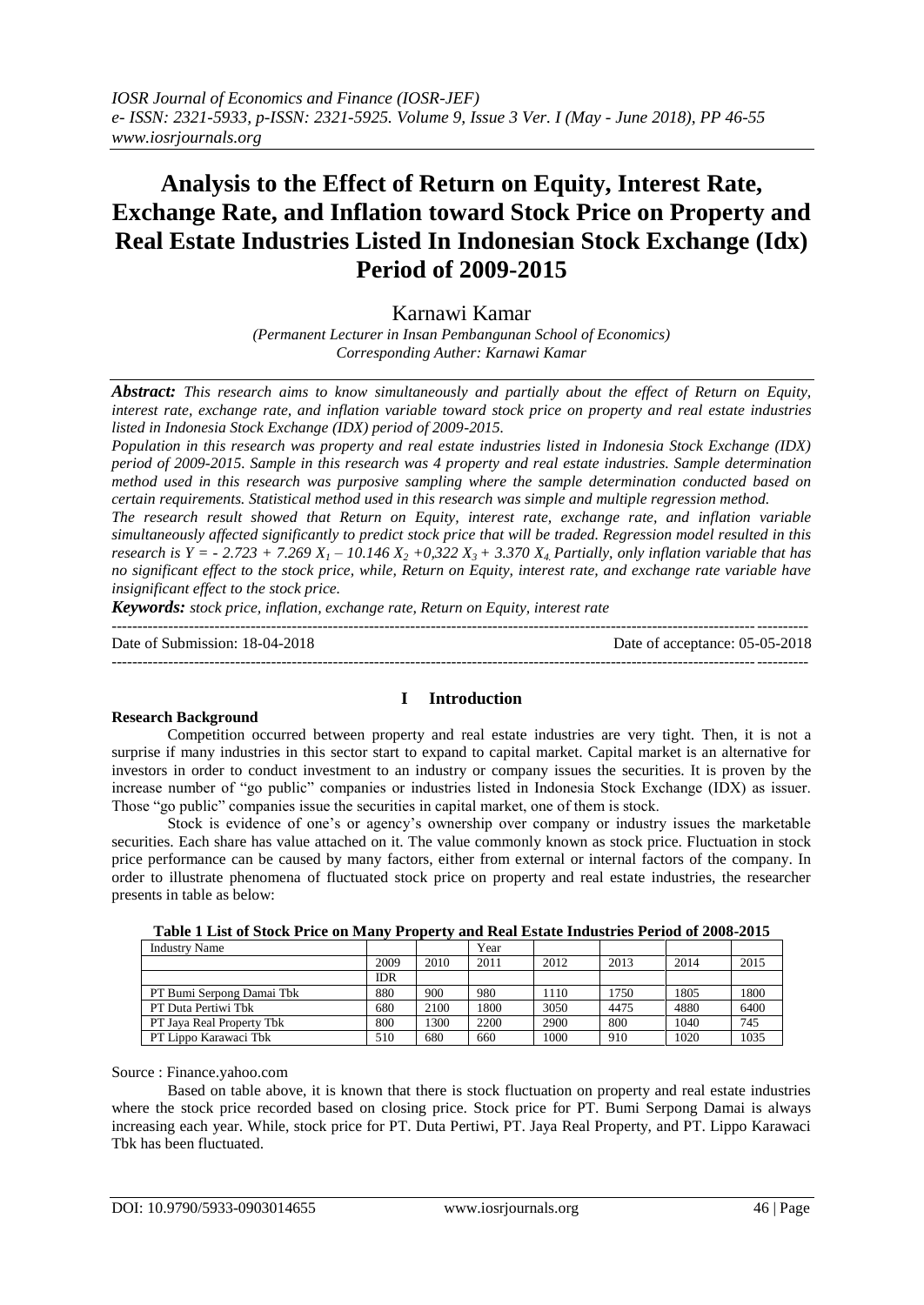*IOSR Journal of Economics and Finance (IOSR-JEF)*
*e- ISSN: 2321-5933, p-ISSN: 2321-5925. Volume 9, Issue 3 Ver. I (May - June 2018), PP 46-55*
*www.iosrjournals.org*

# Analysis to the Effect of Return on Equity, Interest Rate, Exchange Rate, and Inflation toward Stock Price on Property and Real Estate Industries Listed In Indonesian Stock Exchange (Idx) Period of 2009-2015

Karnawi Kamar

*(Permanent Lecturer in Insan Pembangunan School of Economics)*
*Corresponding Auther: Karnawi Kamar*

***Abstract:*** *This research aims to know simultaneously and partially about the effect of Return on Equity, interest rate, exchange rate, and inflation variable toward stock price on property and real estate industries listed in Indonesia Stock Exchange (IDX) period of 2009-2015.*

*Population in this research was property and real estate industries listed in Indonesia Stock Exchange (IDX) period of 2009-2015. Sample in this research was 4 property and real estate industries. Sample determination method used in this research was purposive sampling where the sample determination conducted based on certain requirements. Statistical method used in this research was simple and multiple regression method.*

*The research result showed that Return on Equity, interest rate, exchange rate, and inflation variable simultaneously affected significantly to predict stock price that will be traded. Regression model resulted in this research is* $Y = - 2.723 + 7.269\ X_1 - 10.146\ X_2 + 0{,}322\ X_3 + 3.370\ X_4$*. Partially, only inflation variable that has no significant effect to the stock price, while, Return on Equity, interest rate, and exchange rate variable have insignificant effect to the stock price.*

***Keywords:*** *stock price, inflation, exchange rate, Return on Equity, interest rate*

Date of Submission: 18-04-2018 Date of acceptance: 05-05-2018

## I Introduction

### Research Background

Competition occurred between property and real estate industries are very tight. Then, it is not a surprise if many industries in this sector start to expand to capital market. Capital market is an alternative for investors in order to conduct investment to an industry or company issues the securities. It is proven by the increase number of "go public" companies or industries listed in Indonesia Stock Exchange (IDX) as issuer. Those "go public" companies issue the securities in capital market, one of them is stock.

Stock is evidence of one's or agency's ownership over company or industry issues the marketable securities. Each share has value attached on it. The value commonly known as stock price. Fluctuation in stock price performance can be caused by many factors, either from external or internal factors of the company. In order to illustrate phenomena of fluctuated stock price on property and real estate industries, the researcher presents in table as below:

**Table 1 List of Stock Price on Many Property and Real Estate Industries Period of 2008-2015**

| Industry Name | | | Year | | | | |
|---|---|---|---|---|---|---|---|
| | 2009 | 2010 | 2011 | 2012 | 2013 | 2014 | 2015 |
| | IDR | | | | | | |
| PT Bumi Serpong Damai Tbk | 880 | 900 | 980 | 1110 | 1750 | 1805 | 1800 |
| PT Duta Pertiwi Tbk | 680 | 2100 | 1800 | 3050 | 4475 | 4880 | 6400 |
| PT Jaya Real Property Tbk | 800 | 1300 | 2200 | 2900 | 800 | 1040 | 745 |
| PT Lippo Karawaci Tbk | 510 | 680 | 660 | 1000 | 910 | 1020 | 1035 |

Source : Finance.yahoo.com

Based on table above, it is known that there is stock fluctuation on property and real estate industries where the stock price recorded based on closing price. Stock price for PT. Bumi Serpong Damai is always increasing each year. While, stock price for PT. Duta Pertiwi, PT. Jaya Real Property, and PT. Lippo Karawaci Tbk has been fluctuated.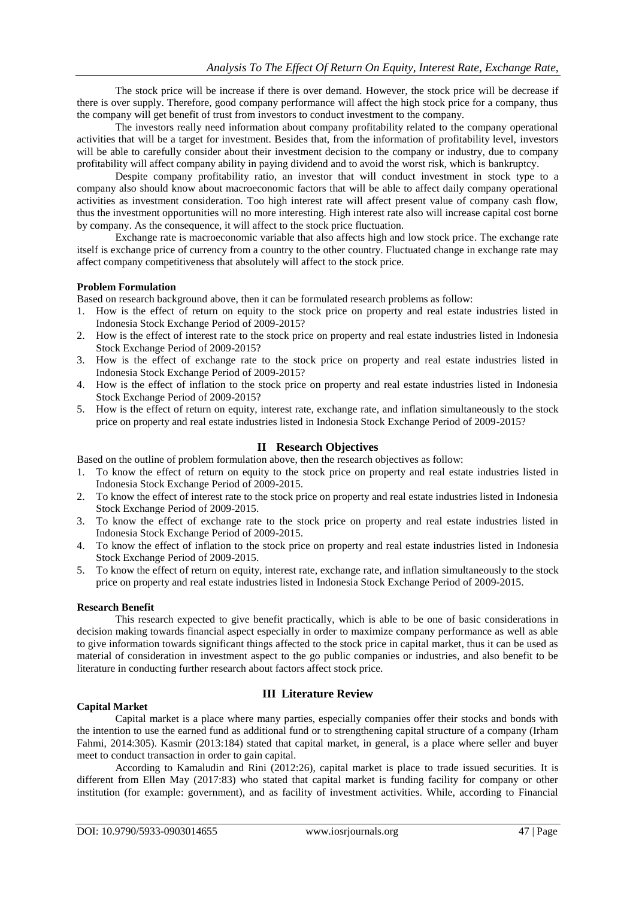The stock price will be increase if there is over demand. However, the stock price will be decrease if there is over supply. Therefore, good company performance will affect the high stock price for a company, thus the company will get benefit of trust from investors to conduct investment to the company.

The investors really need information about company profitability related to the company operational activities that will be a target for investment. Besides that, from the information of profitability level, investors will be able to carefully consider about their investment decision to the company or industry, due to company profitability will affect company ability in paying dividend and to avoid the worst risk, which is bankruptcy.

Despite company profitability ratio, an investor that will conduct investment in stock type to a company also should know about macroeconomic factors that will be able to affect daily company operational activities as investment consideration. Too high interest rate will affect present value of company cash flow, thus the investment opportunities will no more interesting. High interest rate also will increase capital cost borne by company. As the consequence, it will affect to the stock price fluctuation.

Exchange rate is macroeconomic variable that also affects high and low stock price. The exchange rate itself is exchange price of currency from a country to the other country. Fluctuated change in exchange rate may affect company competitiveness that absolutely will affect to the stock price.

**Problem Formulation**

Based on research background above, then it can be formulated research problems as follow:

1. How is the effect of return on equity to the stock price on property and real estate industries listed in Indonesia Stock Exchange Period of 2009-2015?
2. How is the effect of interest rate to the stock price on property and real estate industries listed in Indonesia Stock Exchange Period of 2009-2015?
3. How is the effect of exchange rate to the stock price on property and real estate industries listed in Indonesia Stock Exchange Period of 2009-2015?
4. How is the effect of inflation to the stock price on property and real estate industries listed in Indonesia Stock Exchange Period of 2009-2015?
5. How is the effect of return on equity, interest rate, exchange rate, and inflation simultaneously to the stock price on property and real estate industries listed in Indonesia Stock Exchange Period of 2009-2015?

## II Research Objectives

Based on the outline of problem formulation above, then the research objectives as follow:

1. To know the effect of return on equity to the stock price on property and real estate industries listed in Indonesia Stock Exchange Period of 2009-2015.
2. To know the effect of interest rate to the stock price on property and real estate industries listed in Indonesia Stock Exchange Period of 2009-2015.
3. To know the effect of exchange rate to the stock price on property and real estate industries listed in Indonesia Stock Exchange Period of 2009-2015.
4. To know the effect of inflation to the stock price on property and real estate industries listed in Indonesia Stock Exchange Period of 2009-2015.
5. To know the effect of return on equity, interest rate, exchange rate, and inflation simultaneously to the stock price on property and real estate industries listed in Indonesia Stock Exchange Period of 2009-2015.

**Research Benefit**

This research expected to give benefit practically, which is able to be one of basic considerations in decision making towards financial aspect especially in order to maximize company performance as well as able to give information towards significant things affected to the stock price in capital market, thus it can be used as material of consideration in investment aspect to the go public companies or industries, and also benefit to be literature in conducting further research about factors affect stock price.

## III Literature Review

**Capital Market**

Capital market is a place where many parties, especially companies offer their stocks and bonds with the intention to use the earned fund as additional fund or to strengthening capital structure of a company (Irham Fahmi, 2014:305). Kasmir (2013:184) stated that capital market, in general, is a place where seller and buyer meet to conduct transaction in order to gain capital.

According to Kamaludin and Rini (2012:26), capital market is place to trade issued securities. It is different from Ellen May (2017:83) who stated that capital market is funding facility for company or other institution (for example: government), and as facility of investment activities. While, according to Financial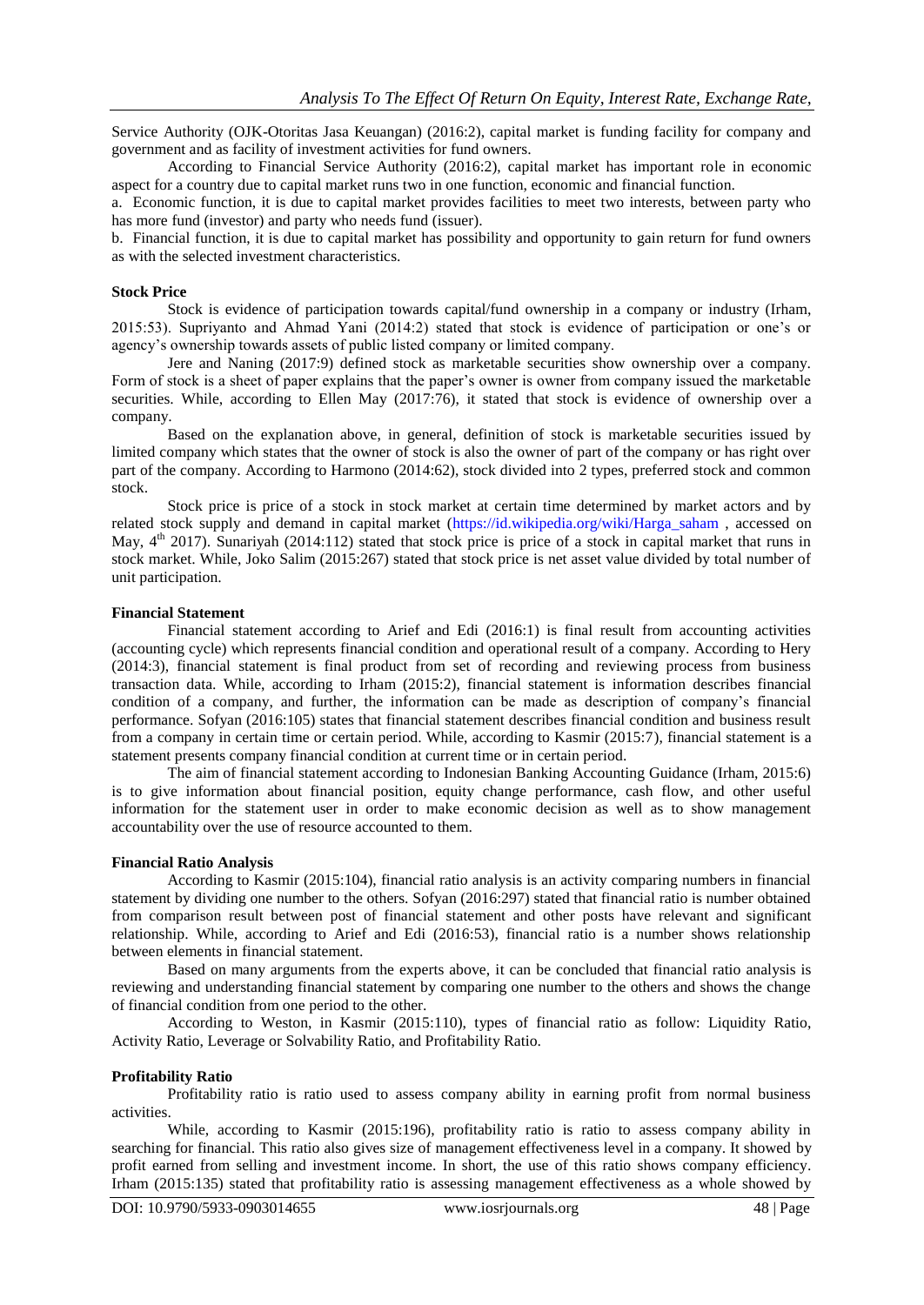Service Authority (OJK-Otoritas Jasa Keuangan) (2016:2), capital market is funding facility for company and government and as facility of investment activities for fund owners.

According to Financial Service Authority (2016:2), capital market has important role in economic aspect for a country due to capital market runs two in one function, economic and financial function.

a. Economic function, it is due to capital market provides facilities to meet two interests, between party who has more fund (investor) and party who needs fund (issuer).

b. Financial function, it is due to capital market has possibility and opportunity to gain return for fund owners as with the selected investment characteristics.

**Stock Price**

Stock is evidence of participation towards capital/fund ownership in a company or industry (Irham, 2015:53). Supriyanto and Ahmad Yani (2014:2) stated that stock is evidence of participation or one's or agency's ownership towards assets of public listed company or limited company.

Jere and Naning (2017:9) defined stock as marketable securities show ownership over a company. Form of stock is a sheet of paper explains that the paper's owner is owner from company issued the marketable securities. While, according to Ellen May (2017:76), it stated that stock is evidence of ownership over a company.

Based on the explanation above, in general, definition of stock is marketable securities issued by limited company which states that the owner of stock is also the owner of part of the company or has right over part of the company. According to Harmono (2014:62), stock divided into 2 types, preferred stock and common stock.

Stock price is price of a stock in stock market at certain time determined by market actors and by related stock supply and demand in capital market (https://id.wikipedia.org/wiki/Harga_saham , accessed on May, 4th 2017). Sunariyah (2014:112) stated that stock price is price of a stock in capital market that runs in stock market. While, Joko Salim (2015:267) stated that stock price is net asset value divided by total number of unit participation.

**Financial Statement**

Financial statement according to Arief and Edi (2016:1) is final result from accounting activities (accounting cycle) which represents financial condition and operational result of a company. According to Hery (2014:3), financial statement is final product from set of recording and reviewing process from business transaction data. While, according to Irham (2015:2), financial statement is information describes financial condition of a company, and further, the information can be made as description of company's financial performance. Sofyan (2016:105) states that financial statement describes financial condition and business result from a company in certain time or certain period. While, according to Kasmir (2015:7), financial statement is a statement presents company financial condition at current time or in certain period.

The aim of financial statement according to Indonesian Banking Accounting Guidance (Irham, 2015:6) is to give information about financial position, equity change performance, cash flow, and other useful information for the statement user in order to make economic decision as well as to show management accountability over the use of resource accounted to them.

**Financial Ratio Analysis**

According to Kasmir (2015:104), financial ratio analysis is an activity comparing numbers in financial statement by dividing one number to the others. Sofyan (2016:297) stated that financial ratio is number obtained from comparison result between post of financial statement and other posts have relevant and significant relationship. While, according to Arief and Edi (2016:53), financial ratio is a number shows relationship between elements in financial statement.

Based on many arguments from the experts above, it can be concluded that financial ratio analysis is reviewing and understanding financial statement by comparing one number to the others and shows the change of financial condition from one period to the other.

According to Weston, in Kasmir (2015:110), types of financial ratio as follow: Liquidity Ratio, Activity Ratio, Leverage or Solvability Ratio, and Profitability Ratio.

**Profitability Ratio**

Profitability ratio is ratio used to assess company ability in earning profit from normal business activities.

While, according to Kasmir (2015:196), profitability ratio is ratio to assess company ability in searching for financial. This ratio also gives size of management effectiveness level in a company. It showed by profit earned from selling and investment income. In short, the use of this ratio shows company efficiency. Irham (2015:135) stated that profitability ratio is assessing management effectiveness as a whole showed by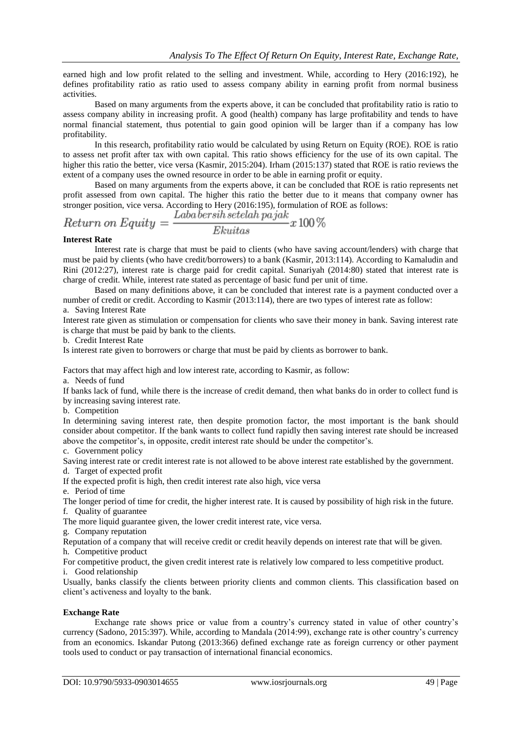earned high and low profit related to the selling and investment. While, according to Hery (2016:192), he defines profitability ratio as ratio used to assess company ability in earning profit from normal business activities.

Based on many arguments from the experts above, it can be concluded that profitability ratio is ratio to assess company ability in increasing profit. A good (health) company has large profitability and tends to have normal financial statement, thus potential to gain good opinion will be larger than if a company has low profitability.

In this research, profitability ratio would be calculated by using Return on Equity (ROE). ROE is ratio to assess net profit after tax with own capital. This ratio shows efficiency for the use of its own capital. The higher this ratio the better, vice versa (Kasmir, 2015:204). Irham (2015:137) stated that ROE is ratio reviews the extent of a company uses the owned resource in order to be able in earning profit or equity.

Based on many arguments from the experts above, it can be concluded that ROE is ratio represents net profit assessed from own capital. The higher this ratio the better due to it means that company owner has stronger position, vice versa. According to Hery (2016:195), formulation of ROE as follows:

$$Return\ on\ Equity = \frac{Laba\ bersih\ setelah\ pajak}{Ekuitas} x\ 100\%$$

**Interest Rate**

Interest rate is charge that must be paid to clients (who have saving account/lenders) with charge that must be paid by clients (who have credit/borrowers) to a bank (Kasmir, 2013:114). According to Kamaludin and Rini (2012:27), interest rate is charge paid for credit capital. Sunariyah (2014:80) stated that interest rate is charge of credit. While, interest rate stated as percentage of basic fund per unit of time.

Based on many definitions above, it can be concluded that interest rate is a payment conducted over a number of credit or credit. According to Kasmir (2013:114), there are two types of interest rate as follow:

a. Saving Interest Rate

Interest rate given as stimulation or compensation for clients who save their money in bank. Saving interest rate is charge that must be paid by bank to the clients.

b. Credit Interest Rate

Is interest rate given to borrowers or charge that must be paid by clients as borrower to bank.

Factors that may affect high and low interest rate, according to Kasmir, as follow:

a. Needs of fund

If banks lack of fund, while there is the increase of credit demand, then what banks do in order to collect fund is by increasing saving interest rate.

b. Competition

In determining saving interest rate, then despite promotion factor, the most important is the bank should consider about competitor. If the bank wants to collect fund rapidly then saving interest rate should be increased above the competitor's, in opposite, credit interest rate should be under the competitor's.

c. Government policy

Saving interest rate or credit interest rate is not allowed to be above interest rate established by the government.

d. Target of expected profit

If the expected profit is high, then credit interest rate also high, vice versa

e. Period of time

The longer period of time for credit, the higher interest rate. It is caused by possibility of high risk in the future.

f. Quality of guarantee

The more liquid guarantee given, the lower credit interest rate, vice versa.

g. Company reputation

Reputation of a company that will receive credit or credit heavily depends on interest rate that will be given.

h. Competitive product

For competitive product, the given credit interest rate is relatively low compared to less competitive product.

i. Good relationship

Usually, banks classify the clients between priority clients and common clients. This classification based on client's activeness and loyalty to the bank.

**Exchange Rate**

Exchange rate shows price or value from a country's currency stated in value of other country's currency (Sadono, 2015:397). While, according to Mandala (2014:99), exchange rate is other country's currency from an economics. Iskandar Putong (2013:366) defined exchange rate as foreign currency or other payment tools used to conduct or pay transaction of international financial economics.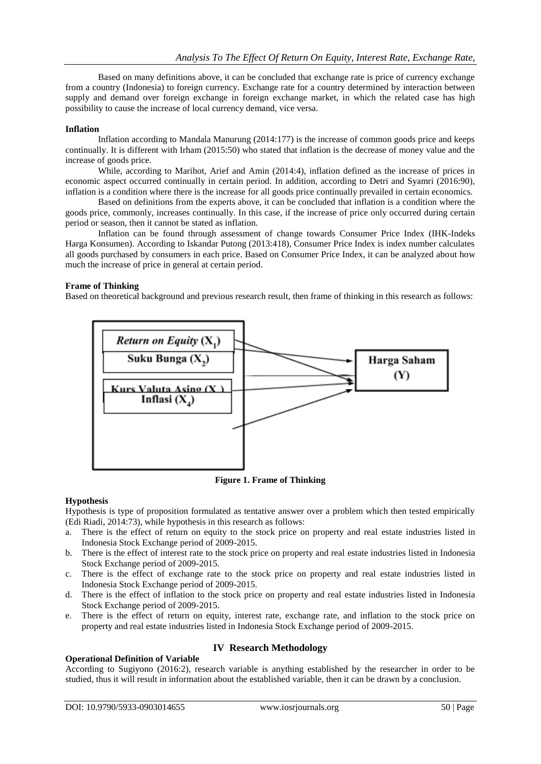Based on many definitions above, it can be concluded that exchange rate is price of currency exchange from a country (Indonesia) to foreign currency. Exchange rate for a country determined by interaction between supply and demand over foreign exchange in foreign exchange market, in which the related case has high possibility to cause the increase of local currency demand, vice versa.

**Inflation**

Inflation according to Mandala Manurung (2014:177) is the increase of common goods price and keeps continually. It is different with Irham (2015:50) who stated that inflation is the decrease of money value and the increase of goods price.

While, according to Marihot, Arief and Amin (2014:4), inflation defined as the increase of prices in economic aspect occurred continually in certain period. In addition, according to Detri and Syamri (2016:90), inflation is a condition where there is the increase for all goods price continually prevailed in certain economics.

Based on definitions from the experts above, it can be concluded that inflation is a condition where the goods price, commonly, increases continually. In this case, if the increase of price only occurred during certain period or season, then it cannot be stated as inflation.

Inflation can be found through assessment of change towards Consumer Price Index (IHK-Indeks Harga Konsumen). According to Iskandar Putong (2013:418), Consumer Price Index is index number calculates all goods purchased by consumers in each price. Based on Consumer Price Index, it can be analyzed about how much the increase of price in general at certain period.

**Frame of Thinking**

Based on theoretical background and previous research result, then frame of thinking in this research as follows:

*Return on Equity* ($X_1$)
Suku Bunga ($X_2$)
Kurs Valuta Asing ($X_3$)
Inflasi ($X_4$)
Harga Saham (Y)

**Figure 1. Frame of Thinking**

**Hypothesis**

Hypothesis is type of proposition formulated as tentative answer over a problem which then tested empirically (Edi Riadi, 2014:73), while hypothesis in this research as follows:

a. There is the effect of return on equity to the stock price on property and real estate industries listed in Indonesia Stock Exchange period of 2009-2015.
b. There is the effect of interest rate to the stock price on property and real estate industries listed in Indonesia Stock Exchange period of 2009-2015.
c. There is the effect of exchange rate to the stock price on property and real estate industries listed in Indonesia Stock Exchange period of 2009-2015.
d. There is the effect of inflation to the stock price on property and real estate industries listed in Indonesia Stock Exchange period of 2009-2015.
e. There is the effect of return on equity, interest rate, exchange rate, and inflation to the stock price on property and real estate industries listed in Indonesia Stock Exchange period of 2009-2015.

## IV Research Methodology

**Operational Definition of Variable**

According to Sugiyono (2016:2), research variable is anything established by the researcher in order to be studied, thus it will result in information about the established variable, then it can be drawn by a conclusion.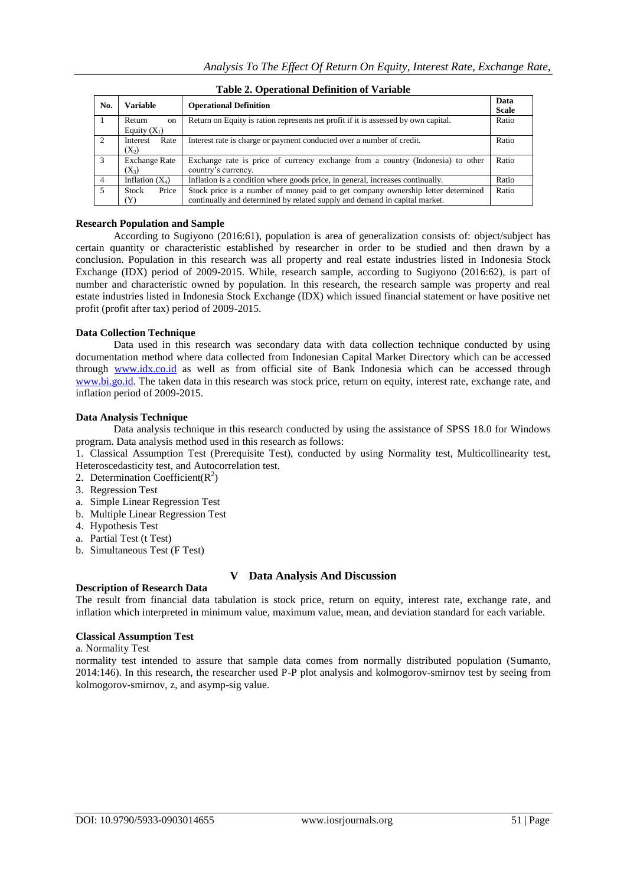**Table 2. Operational Definition of Variable**

| No. | Variable | Operational Definition | Data Scale |
|---|---|---|---|
| 1 | Return on Equity ($X_1$) | Return on Equity is ration represents net profit if it is assessed by own capital. | Ratio |
| 2 | Interest Rate ($X_2$) | Interest rate is charge or payment conducted over a number of credit. | Ratio |
| 3 | Exchange Rate ($X_3$) | Exchange rate is price of currency exchange from a country (Indonesia) to other country's currency. | Ratio |
| 4 | Inflation ($X_4$) | Inflation is a condition where goods price, in general, increases continually. | Ratio |
| 5 | Stock Price (Y) | Stock price is a number of money paid to get company ownership letter determined continually and determined by related supply and demand in capital market. | Ratio |

**Research Population and Sample**

According to Sugiyono (2016:61), population is area of generalization consists of: object/subject has certain quantity or characteristic established by researcher in order to be studied and then drawn by a conclusion. Population in this research was all property and real estate industries listed in Indonesia Stock Exchange (IDX) period of 2009-2015. While, research sample, according to Sugiyono (2016:62), is part of number and characteristic owned by population. In this research, the research sample was property and real estate industries listed in Indonesia Stock Exchange (IDX) which issued financial statement or have positive net profit (profit after tax) period of 2009-2015.

**Data Collection Technique**

Data used in this research was secondary data with data collection technique conducted by using documentation method where data collected from Indonesian Capital Market Directory which can be accessed through www.idx.co.id as well as from official site of Bank Indonesia which can be accessed through www.bi.go.id. The taken data in this research was stock price, return on equity, interest rate, exchange rate, and inflation period of 2009-2015.

**Data Analysis Technique**

Data analysis technique in this research conducted by using the assistance of SPSS 18.0 for Windows program. Data analysis method used in this research as follows:

1. Classical Assumption Test (Prerequisite Test), conducted by using Normality test, Multicollinearity test, Heteroscedasticity test, and Autocorrelation test.
2. Determination Coefficient($R^2$)
3. Regression Test
   a. Simple Linear Regression Test
   b. Multiple Linear Regression Test
4. Hypothesis Test
   a. Partial Test (t Test)
   b. Simultaneous Test (F Test)

## V Data Analysis And Discussion

**Description of Research Data**

The result from financial data tabulation is stock price, return on equity, interest rate, exchange rate, and inflation which interpreted in minimum value, maximum value, mean, and deviation standard for each variable.

**Classical Assumption Test**

a. Normality Test

normality test intended to assure that sample data comes from normally distributed population (Sumanto, 2014:146). In this research, the researcher used P-P plot analysis and kolmogorov-smirnov test by seeing from kolmogorov-smirnov, z, and asymp-sig value.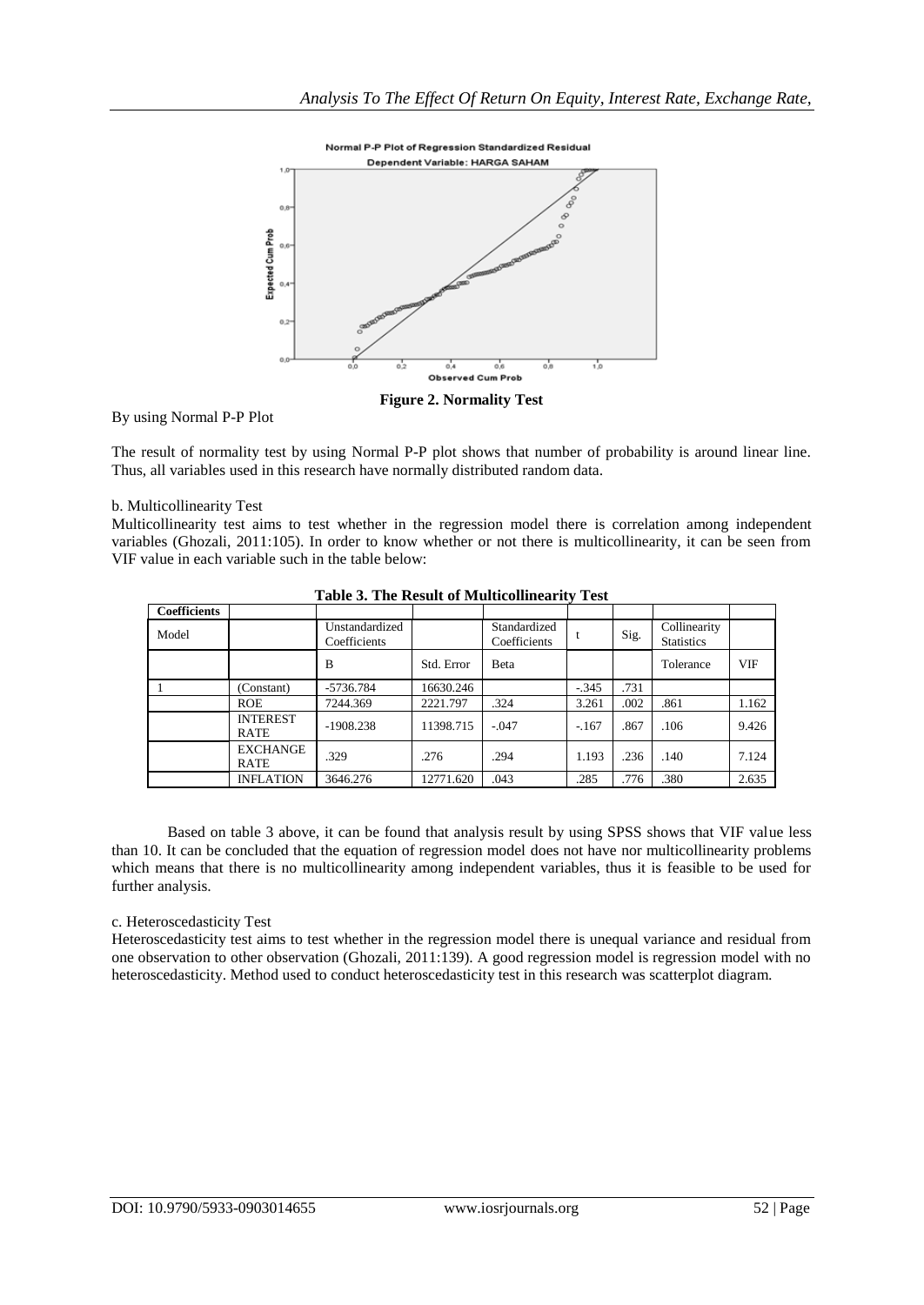Figure 2. Normality Test

By using Normal P-P Plot

The result of normality test by using Normal P-P plot shows that number of probability is around linear line. Thus, all variables used in this research have normally distributed random data.

b. Multicollinearity Test

Multicollinearity test aims to test whether in the regression model there is correlation among independent variables (Ghozali, 2011:105). In order to know whether or not there is multicollinearity, it can be seen from VIF value in each variable such in the table below:

**Table 3. The Result of Multicollinearity Test**

| Coefficients | | | | | | | | |
|---|---|---|---|---|---|---|---|---|
| Model | | Unstandardized Coefficients | | Standardized Coefficients | t | Sig. | Collinearity Statistics | |
| | | B | Std. Error | Beta | | | Tolerance | VIF |
| 1 | (Constant) | -5736.784 | 16630.246 | | -.345 | .731 | | |
| | ROE | 7244.369 | 2221.797 | .324 | 3.261 | .002 | .861 | 1.162 |
| | INTEREST RATE | -1908.238 | 11398.715 | -.047 | -.167 | .867 | .106 | 9.426 |
| | EXCHANGE RATE | .329 | .276 | .294 | 1.193 | .236 | .140 | 7.124 |
| | INFLATION | 3646.276 | 12771.620 | .043 | .285 | .776 | .380 | 2.635 |

Based on table 3 above, it can be found that analysis result by using SPSS shows that VIF value less than 10. It can be concluded that the equation of regression model does not have nor multicollinearity problems which means that there is no multicollinearity among independent variables, thus it is feasible to be used for further analysis.

c. Heteroscedasticity Test

Heteroscedasticity test aims to test whether in the regression model there is unequal variance and residual from one observation to other observation (Ghozali, 2011:139). A good regression model is regression model with no heteroscedasticity. Method used to conduct heteroscedasticity test in this research was scatterplot diagram.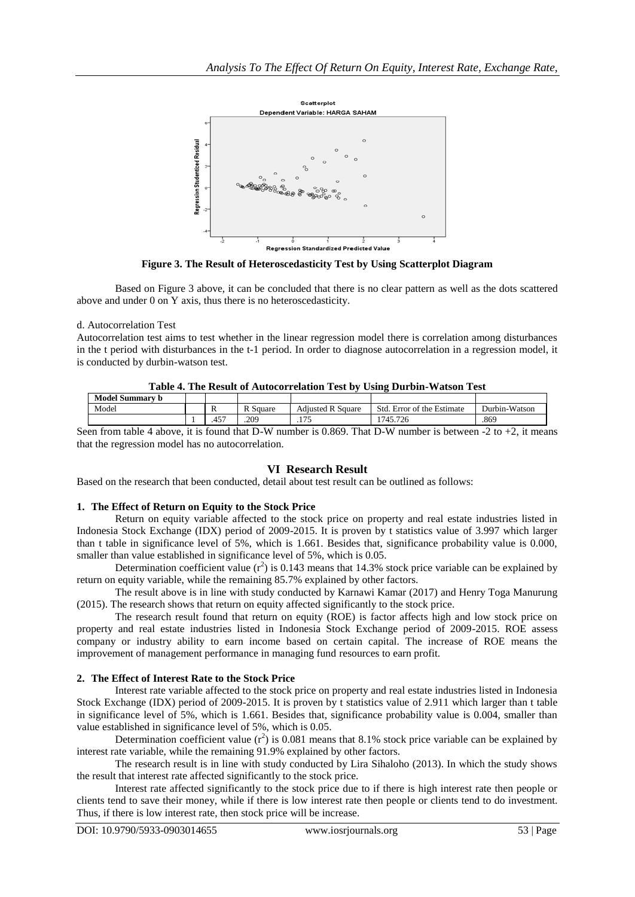Figure 3. The Result of Heteroscedasticity Test by Using Scatterplot Diagram

Based on Figure 3 above, it can be concluded that there is no clear pattern as well as the dots scattered above and under 0 on Y axis, thus there is no heteroscedasticity.

d. Autocorrelation Test

Autocorrelation test aims to test whether in the linear regression model there is correlation among disturbances in the t period with disturbances in the t-1 period. In order to diagnose autocorrelation in a regression model, it is conducted by durbin-watson test.

**Table 4. The Result of Autocorrelation Test by Using Durbin-Watson Test**

| Model Summary b | | | | | | |
|---|---|---|---|---|---|---|
| Model | | R | R Square | Adjusted R Square | Std. Error of the Estimate | Durbin-Watson |
| | 1 | .457 | .209 | .175 | 1745.726 | .869 |

Seen from table 4 above, it is found that D-W number is 0.869. That D-W number is between -2 to +2, it means that the regression model has no autocorrelation.

## VI Research Result

Based on the research that been conducted, detail about test result can be outlined as follows:

### 1. The Effect of Return on Equity to the Stock Price

Return on equity variable affected to the stock price on property and real estate industries listed in Indonesia Stock Exchange (IDX) period of 2009-2015. It is proven by t statistics value of 3.997 which larger than t table in significance level of 5%, which is 1.661. Besides that, significance probability value is 0.000, smaller than value established in significance level of 5%, which is 0.05.

Determination coefficient value ($r^2$) is 0.143 means that 14.3% stock price variable can be explained by return on equity variable, while the remaining 85.7% explained by other factors.

The result above is in line with study conducted by Karnawi Kamar (2017) and Henry Toga Manurung (2015). The research shows that return on equity affected significantly to the stock price.

The research result found that return on equity (ROE) is factor affects high and low stock price on property and real estate industries listed in Indonesia Stock Exchange period of 2009-2015. ROE assess company or industry ability to earn income based on certain capital. The increase of ROE means the improvement of management performance in managing fund resources to earn profit.

### 2. The Effect of Interest Rate to the Stock Price

Interest rate variable affected to the stock price on property and real estate industries listed in Indonesia Stock Exchange (IDX) period of 2009-2015. It is proven by t statistics value of 2.911 which larger than t table in significance level of 5%, which is 1.661. Besides that, significance probability value is 0.004, smaller than value established in significance level of 5%, which is 0.05.

Determination coefficient value ($r^2$) is 0.081 means that 8.1% stock price variable can be explained by interest rate variable, while the remaining 91.9% explained by other factors.

The research result is in line with study conducted by Lira Sihaloho (2013). In which the study shows the result that interest rate affected significantly to the stock price.

Interest rate affected significantly to the stock price due to if there is high interest rate then people or clients tend to save their money, while if there is low interest rate then people or clients tend to do investment. Thus, if there is low interest rate, then stock price will be increase.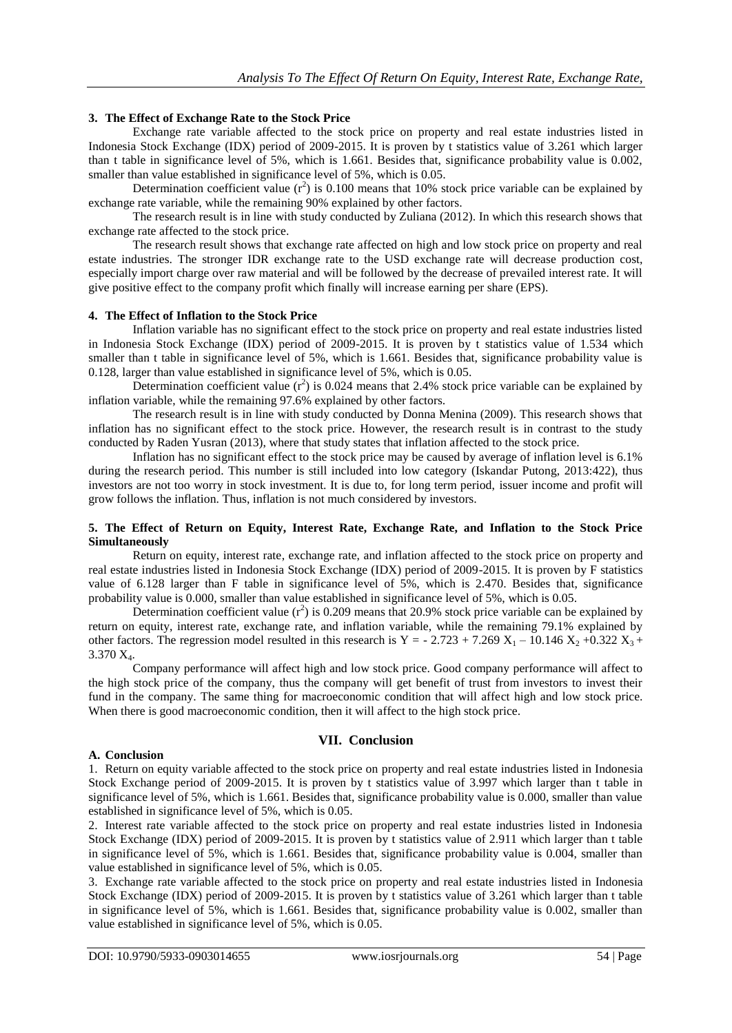#### 3. The Effect of Exchange Rate to the Stock Price

Exchange rate variable affected to the stock price on property and real estate industries listed in Indonesia Stock Exchange (IDX) period of 2009-2015. It is proven by t statistics value of 3.261 which larger than t table in significance level of 5%, which is 1.661. Besides that, significance probability value is 0.002, smaller than value established in significance level of 5%, which is 0.05.

Determination coefficient value ($r^2$) is 0.100 means that 10% stock price variable can be explained by exchange rate variable, while the remaining 90% explained by other factors.

The research result is in line with study conducted by Zuliana (2012). In which this research shows that exchange rate affected to the stock price.

The research result shows that exchange rate affected on high and low stock price on property and real estate industries. The stronger IDR exchange rate to the USD exchange rate will decrease production cost, especially import charge over raw material and will be followed by the decrease of prevailed interest rate. It will give positive effect to the company profit which finally will increase earning per share (EPS).

#### 4. The Effect of Inflation to the Stock Price

Inflation variable has no significant effect to the stock price on property and real estate industries listed in Indonesia Stock Exchange (IDX) period of 2009-2015. It is proven by t statistics value of 1.534 which smaller than t table in significance level of 5%, which is 1.661. Besides that, significance probability value is 0.128, larger than value established in significance level of 5%, which is 0.05.

Determination coefficient value ($r^2$) is 0.024 means that 2.4% stock price variable can be explained by inflation variable, while the remaining 97.6% explained by other factors.

The research result is in line with study conducted by Donna Menina (2009). This research shows that inflation has no significant effect to the stock price. However, the research result is in contrast to the study conducted by Raden Yusran (2013), where that study states that inflation affected to the stock price.

Inflation has no significant effect to the stock price may be caused by average of inflation level is 6.1% during the research period. This number is still included into low category (Iskandar Putong, 2013:422), thus investors are not too worry in stock investment. It is due to, for long term period, issuer income and profit will grow follows the inflation. Thus, inflation is not much considered by investors.

#### 5. The Effect of Return on Equity, Interest Rate, Exchange Rate, and Inflation to the Stock Price Simultaneously

Return on equity, interest rate, exchange rate, and inflation affected to the stock price on property and real estate industries listed in Indonesia Stock Exchange (IDX) period of 2009-2015. It is proven by F statistics value of 6.128 larger than F table in significance level of 5%, which is 2.470. Besides that, significance probability value is 0.000, smaller than value established in significance level of 5%, which is 0.05.

Determination coefficient value ($r^2$) is 0.209 means that 20.9% stock price variable can be explained by return on equity, interest rate, exchange rate, and inflation variable, while the remaining 79.1% explained by other factors. The regression model resulted in this research is $Y = -2.723 + 7.269 X_1 - 10.146 X_2 + 0.322 X_3 + 3.370 X_4$.

Company performance will affect high and low stock price. Good company performance will affect to the high stock price of the company, thus the company will get benefit of trust from investors to invest their fund in the company. The same thing for macroeconomic condition that will affect high and low stock price. When there is good macroeconomic condition, then it will affect to the high stock price.

## VII. Conclusion

### A. Conclusion

1. Return on equity variable affected to the stock price on property and real estate industries listed in Indonesia Stock Exchange period of 2009-2015. It is proven by t statistics value of 3.997 which larger than t table in significance level of 5%, which is 1.661. Besides that, significance probability value is 0.000, smaller than value established in significance level of 5%, which is 0.05.
2. Interest rate variable affected to the stock price on property and real estate industries listed in Indonesia Stock Exchange (IDX) period of 2009-2015. It is proven by t statistics value of 2.911 which larger than t table in significance level of 5%, which is 1.661. Besides that, significance probability value is 0.004, smaller than value established in significance level of 5%, which is 0.05.
3. Exchange rate variable affected to the stock price on property and real estate industries listed in Indonesia Stock Exchange (IDX) period of 2009-2015. It is proven by t statistics value of 3.261 which larger than t table in significance level of 5%, which is 1.661. Besides that, significance probability value is 0.002, smaller than value established in significance level of 5%, which is 0.05.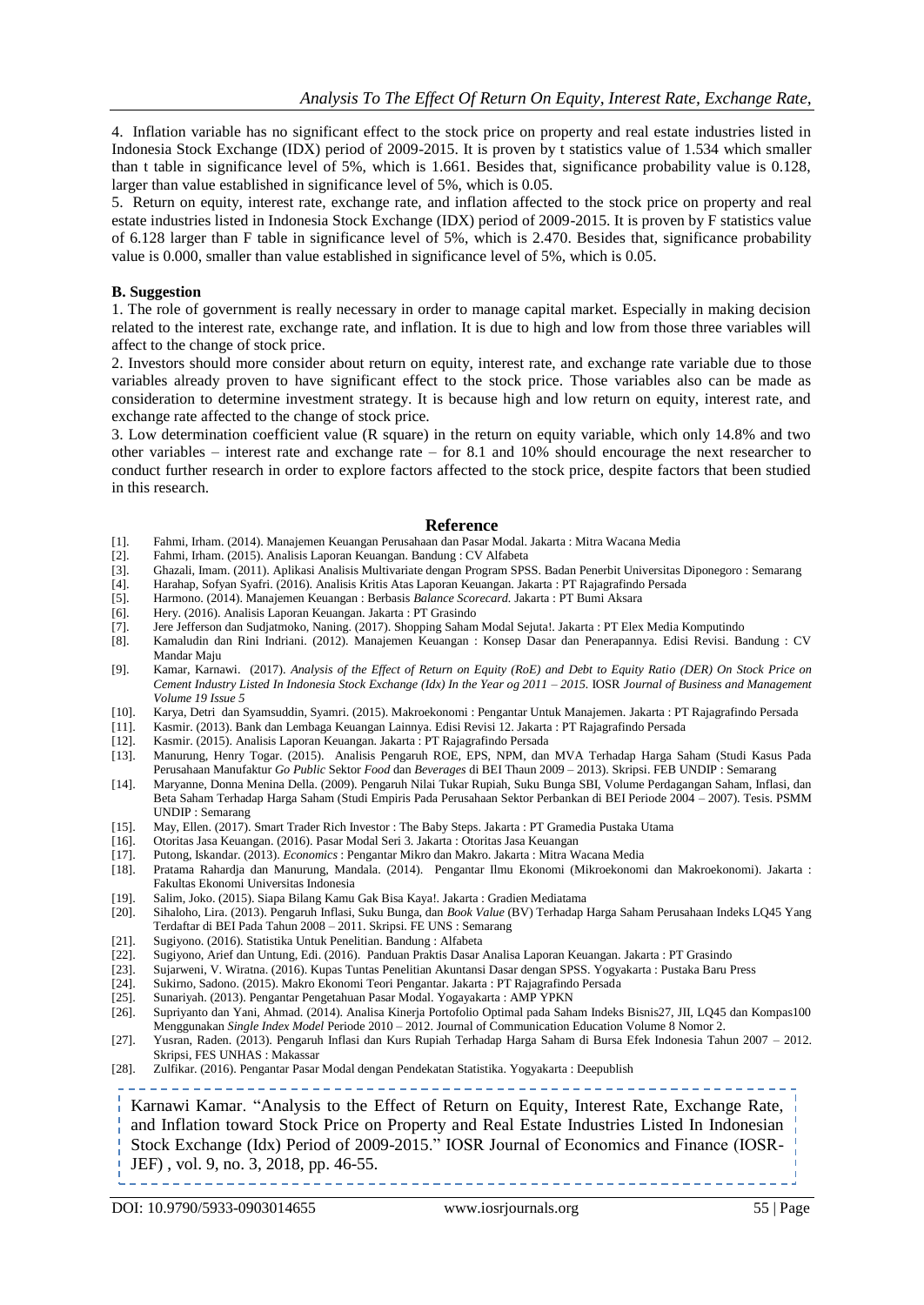4. Inflation variable has no significant effect to the stock price on property and real estate industries listed in Indonesia Stock Exchange (IDX) period of 2009-2015. It is proven by t statistics value of 1.534 which smaller than t table in significance level of 5%, which is 1.661. Besides that, significance probability value is 0.128, larger than value established in significance level of 5%, which is 0.05.

5. Return on equity, interest rate, exchange rate, and inflation affected to the stock price on property and real estate industries listed in Indonesia Stock Exchange (IDX) period of 2009-2015. It is proven by F statistics value of 6.128 larger than F table in significance level of 5%, which is 2.470. Besides that, significance probability value is 0.000, smaller than value established in significance level of 5%, which is 0.05.

**B. Suggestion**

1. The role of government is really necessary in order to manage capital market. Especially in making decision related to the interest rate, exchange rate, and inflation. It is due to high and low from those three variables will affect to the change of stock price.

2. Investors should more consider about return on equity, interest rate, and exchange rate variable due to those variables already proven to have significant effect to the stock price. Those variables also can be made as consideration to determine investment strategy. It is because high and low return on equity, interest rate, and exchange rate affected to the change of stock price.

3. Low determination coefficient value (R square) in the return on equity variable, which only 14.8% and two other variables – interest rate and exchange rate – for 8.1 and 10% should encourage the next researcher to conduct further research in order to explore factors affected to the stock price, despite factors that been studied in this research.

## Reference

- [1]. Fahmi, Irham. (2014). Manajemen Keuangan Perusahaan dan Pasar Modal. Jakarta : Mitra Wacana Media
- [2]. Fahmi, Irham. (2015). Analisis Laporan Keuangan. Bandung : CV Alfabeta
- [3]. Ghazali, Imam. (2011). Aplikasi Analisis Multivariate dengan Program SPSS. Badan Penerbit Universitas Diponegoro : Semarang
- [4]. Harahap, Sofyan Syafri. (2016). Analisis Kritis Atas Laporan Keuangan. Jakarta : PT Rajagrafindo Persada
- [5]. Harmono. (2014). Manajemen Keuangan : Berbasis *Balance Scorecard*. Jakarta : PT Bumi Aksara
- [6]. Hery. (2016). Analisis Laporan Keuangan. Jakarta : PT Grasindo
- [7]. Jere Jefferson dan Sudjatmoko, Naning. (2017). Shopping Saham Modal Sejuta!. Jakarta : PT Elex Media Komputindo
- [8]. Kamaludin dan Rini Indriani. (2012). Manajemen Keuangan : Konsep Dasar dan Penerapannya. Edisi Revisi. Bandung : CV Mandar Maju
- [9]. Kamar, Karnawi. (2017). *Analysis of the Effect of Return on Equity (RoE) and Debt to Equity Ratio (DER) On Stock Price on Cement Industry Listed In Indonesia Stock Exchange (Idx) In the Year og 2011 – 2015.* IOSR *Journal of Business and Management Volume 19 Issue 5*
- [10]. Karya, Detri dan Syamsuddin, Syamri. (2015). Makroekonomi : Pengantar Untuk Manajemen. Jakarta : PT Rajagrafindo Persada
- [11]. Kasmir. (2013). Bank dan Lembaga Keuangan Lainnya. Edisi Revisi 12. Jakarta : PT Rajagrafindo Persada
- [12]. Kasmir. (2015). Analisis Laporan Keuangan. Jakarta : PT Rajagrafindo Persada
- [13]. Manurung, Henry Togar. (2015). Analisis Pengaruh ROE, EPS, NPM, dan MVA Terhadap Harga Saham (Studi Kasus Pada Perusahaan Manufaktur *Go Public* Sektor *Food* dan *Beverages* di BEI Thaun 2009 – 2013). Skripsi. FEB UNDIP : Semarang
- [14]. Maryanne, Donna Menina Della. (2009). Pengaruh Nilai Tukar Rupiah, Suku Bunga SBI, Volume Perdagangan Saham, Inflasi, dan Beta Saham Terhadap Harga Saham (Studi Empiris Pada Perusahaan Sektor Perbankan di BEI Periode 2004 – 2007). Tesis. PSMM UNDIP : Semarang
- [15]. May, Ellen. (2017). Smart Trader Rich Investor : The Baby Steps. Jakarta : PT Gramedia Pustaka Utama
- [16]. Otoritas Jasa Keuangan. (2016). Pasar Modal Seri 3. Jakarta : Otoritas Jasa Keuangan
- [17]. Putong, Iskandar. (2013). *Economics* : Pengantar Mikro dan Makro. Jakarta : Mitra Wacana Media
- [18]. Pratama Rahardja dan Manurung, Mandala. (2014). Pengantar Ilmu Ekonomi (Mikroekonomi dan Makroekonomi). Jakarta : Fakultas Ekonomi Universitas Indonesia
- [19]. Salim, Joko. (2015). Siapa Bilang Kamu Gak Bisa Kaya!. Jakarta : Gradien Mediatama
- [20]. Sihaloho, Lira. (2013). Pengaruh Inflasi, Suku Bunga, dan *Book Value* (BV) Terhadap Harga Saham Perusahaan Indeks LQ45 Yang Terdaftar di BEI Pada Tahun 2008 – 2011. Skripsi. FE UNS : Semarang
- [21]. Sugiyono. (2016). Statistika Untuk Penelitian. Bandung : Alfabeta
- [22]. Sugiyono, Arief dan Untung, Edi. (2016). Panduan Praktis Dasar Analisa Laporan Keuangan. Jakarta : PT Grasindo
- [23]. Sujarweni, V. Wiratna. (2016). Kupas Tuntas Penelitian Akuntansi Dasar dengan SPSS. Yogyakarta : Pustaka Baru Press
- [24]. Sukirno, Sadono. (2015). Makro Ekonomi Teori Pengantar. Jakarta : PT Rajagrafindo Persada
- [25]. Sunariyah. (2013). Pengantar Pengetahuan Pasar Modal. Yogayakarta : AMP YPKN
- [26]. Supriyanto dan Yani, Ahmad. (2014). Analisa Kinerja Portofolio Optimal pada Saham Indeks Bisnis27, JII, LQ45 dan Kompas100 Menggunakan *Single Index Model* Periode 2010 – 2012. Journal of Communication Education Volume 8 Nomor 2.
- [27]. Yusran, Raden. (2013). Pengaruh Inflasi dan Kurs Rupiah Terhadap Harga Saham di Bursa Efek Indonesia Tahun 2007 – 2012. Skripsi, FES UNHAS : Makassar
- [28]. Zulfikar. (2016). Pengantar Pasar Modal dengan Pendekatan Statistika. Yogyakarta : Deepublish

Karnawi Kamar. "Analysis to the Effect of Return on Equity, Interest Rate, Exchange Rate, and Inflation toward Stock Price on Property and Real Estate Industries Listed In Indonesian Stock Exchange (Idx) Period of 2009-2015." IOSR Journal of Economics and Finance (IOSR-JEF) , vol. 9, no. 3, 2018, pp. 46-55.